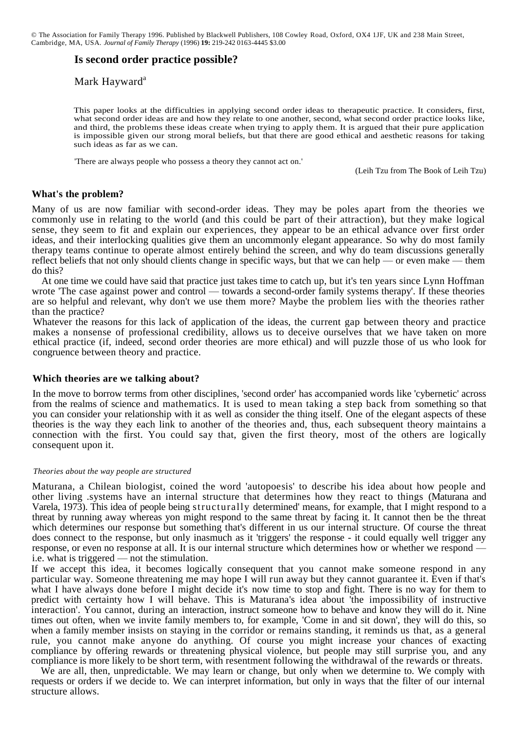© The Association for Family Therapy 1996. Published by Blackwell Publishers, 108 Cowley Road, Oxford, OX4 1JF, UK and 238 Main Street, Cambridge, MA, USA. *Journal of Family Therapy* (1996) **19:** 219-242 0163-4445 $3.00

# Is second order practice possible?

Mark Hayward[a]

This paper looks at the difficulties in applying second order ideas to therapeutic practice. It considers, first, what second order ideas are and how they relate to one another, second, what second order practice looks like, and third, the problems these ideas create when trying to apply them. It is argued that their pure application is impossible given our strong moral beliefs, but that there are good ethical and aesthetic reasons for taking such ideas as far as we can.

'There are always people who possess a theory they cannot act on.'

(Leih Tzu from The Book of Leih Tzu)

## What's the problem?

Many of us are now familiar with second-order ideas. They may be poles apart from the theories we commonly use in relating to the world (and this could be part of their attraction), but they make logical sense, they seem to fit and explain our experiences, they appear to be an ethical advance over first order ideas, and their interlocking qualities give them an uncommonly elegant appearance. So why do most family therapy teams continue to operate almost entirely behind the screen, and why do team discussions generally reflect beliefs that not only should clients change in specific ways, but that we can help — or even make — them do this?

At one time we could have said that practice just takes time to catch up, but it's ten years since Lynn Hoffman wrote 'The case against power and control — towards a second-order family systems therapy'. If these theories are so helpful and relevant, why don't we use them more? Maybe the problem lies with the theories rather than the practice?

Whatever the reasons for this lack of application of the ideas, the current gap between theory and practice makes a nonsense of professional credibility, allows us to deceive ourselves that we have taken on more ethical practice (if, indeed, second order theories are more ethical) and will puzzle those of us who look for congruence between theory and practice.

## Which theories are we talking about?

In the move to borrow terms from other disciplines, 'second order' has accompanied words like 'cybernetic' across from the realms of science and mathematics. It is used to mean taking a step back from something so that you can consider your relationship with it as well as consider the thing itself. One of the elegant aspects of these theories is the way they each link to another of the theories and, thus, each subsequent theory maintains a connection with the first. You could say that, given the first theory, most of the others are logically consequent upon it.

### *Theories about the way people are structured*

Maturana, a Chilean biologist, coined the word 'autopoesis' to describe his idea about how people and other living .systems have an internal structure that determines how they react to things (Maturana and Varela, 1973). This idea of people being structurally determined' means, for example, that I might respond to a threat by running away whereas yon might respond to the same threat by facing it. It cannot then be the threat which determines our response but something that's different in us our internal structure. Of course the threat does connect to the response, but only inasmuch as it 'triggers' the response - it could equally well trigger any response, or even no response at all. It is our internal structure which determines how or whether we respond — i.e. what is triggered — not the stimulation.

If we accept this idea, it becomes logically consequent that you cannot make someone respond in any particular way. Someone threatening me may hope I will run away but they cannot guarantee it. Even if that's what I have always done before I might decide it's now time to stop and fight. There is no way for them to predict with certainty how I will behave. This is Maturana's idea about 'the impossibility of instructive interaction'. You cannot, during an interaction, instruct someone how to behave and know they will do it. Nine times out often, when we invite family members to, for example, 'Come in and sit down', they will do this, so when a family member insists on staying in the corridor or remains standing, it reminds us that, as a general rule, you cannot make anyone do anything. Of course you might increase your chances of exacting compliance by offering rewards or threatening physical violence, but people may still surprise you, and any compliance is more likely to be short term, with resentment following the withdrawal of the rewards or threats.

We are all, then, unpredictable. We may learn or change, but only when we determine to. We comply with requests or orders if we decide to. We can interpret information, but only in ways that the filter of our internal structure allows.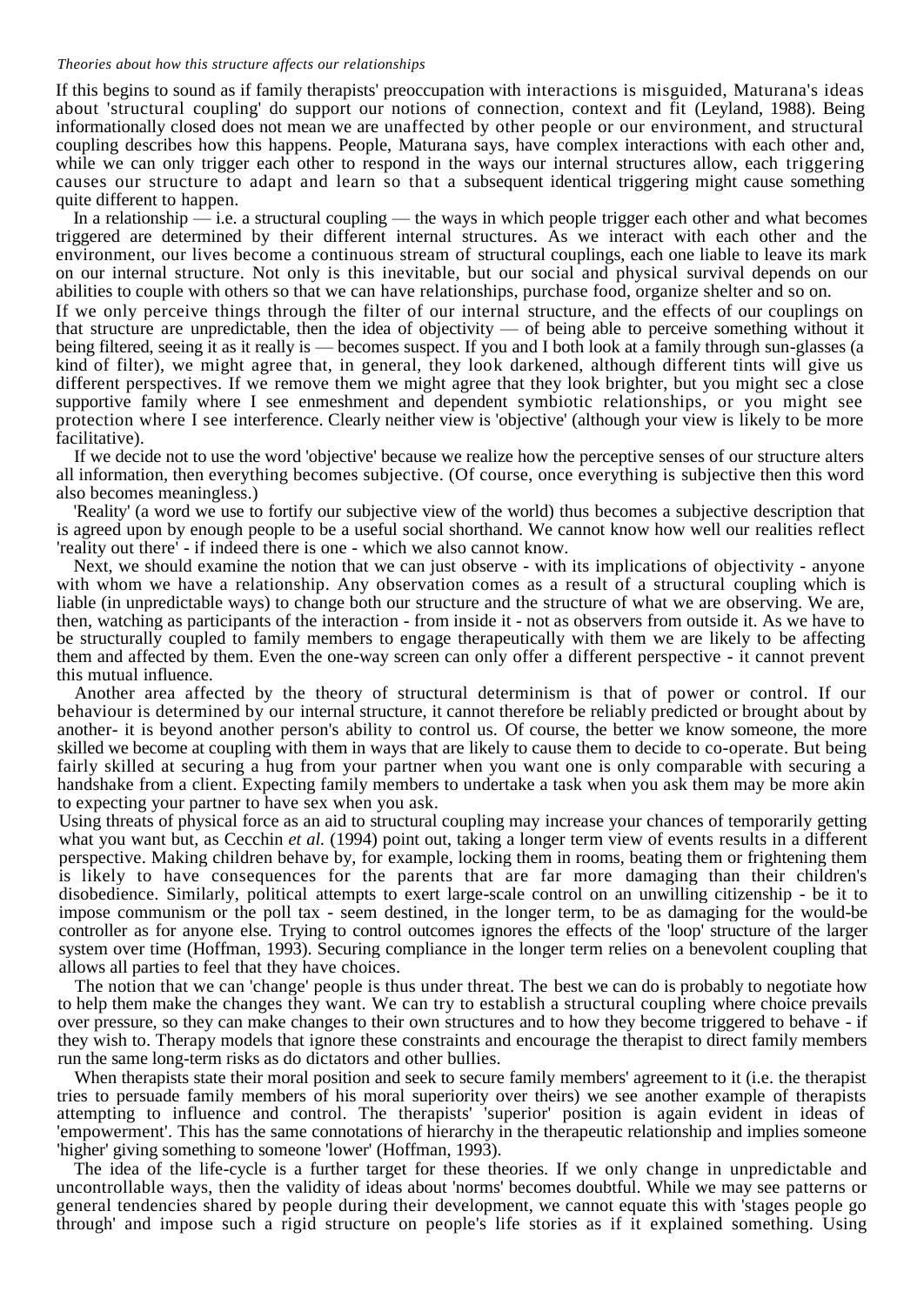*Theories about how this structure affects our relationships*

If this begins to sound as if family therapists' preoccupation with interactions is misguided, Maturana's ideas about 'structural coupling' do support our notions of connection, context and fit (Leyland, 1988). Being informationally closed does not mean we are unaffected by other people or our environment, and structural coupling describes how this happens. People, Maturana says, have complex interactions with each other and, while we can only trigger each other to respond in the ways our internal structures allow, each triggering causes our structure to adapt and learn so that a subsequent identical triggering might cause something quite different to happen.

In a relationship — i.e. a structural coupling — the ways in which people trigger each other and what becomes triggered are determined by their different internal structures. As we interact with each other and the environment, our lives become a continuous stream of structural couplings, each one liable to leave its mark on our internal structure. Not only is this inevitable, but our social and physical survival depends on our abilities to couple with others so that we can have relationships, purchase food, organize shelter and so on.

If we only perceive things through the filter of our internal structure, and the effects of our couplings on that structure are unpredictable, then the idea of objectivity — of being able to perceive something without it being filtered, seeing it as it really is — becomes suspect. If you and I both look at a family through sun-glasses (a kind of filter), we might agree that, in general, they look darkened, although different tints will give us different perspectives. If we remove them we might agree that they look brighter, but you might sec a close supportive family where I see enmeshment and dependent symbiotic relationships, or you might see protection where I see interference. Clearly neither view is 'objective' (although your view is likely to be more facilitative).

If we decide not to use the word 'objective' because we realize how the perceptive senses of our structure alters all information, then everything becomes subjective. (Of course, once everything is subjective then this word also becomes meaningless.)

'Reality' (a word we use to fortify our subjective view of the world) thus becomes a subjective description that is agreed upon by enough people to be a useful social shorthand. We cannot know how well our realities reflect 'reality out there' - if indeed there is one - which we also cannot know.

Next, we should examine the notion that we can just observe - with its implications of objectivity - anyone with whom we have a relationship. Any observation comes as a result of a structural coupling which is liable (in unpredictable ways) to change both our structure and the structure of what we are observing. We are, then, watching as participants of the interaction - from inside it - not as observers from outside it. As we have to be structurally coupled to family members to engage therapeutically with them we are likely to be affecting them and affected by them. Even the one-way screen can only offer a different perspective - it cannot prevent this mutual influence.

Another area affected by the theory of structural determinism is that of power or control. If our behaviour is determined by our internal structure, it cannot therefore be reliably predicted or brought about by another- it is beyond another person's ability to control us. Of course, the better we know someone, the more skilled we become at coupling with them in ways that are likely to cause them to decide to co-operate. But being fairly skilled at securing a hug from your partner when you want one is only comparable with securing a handshake from a client. Expecting family members to undertake a task when you ask them may be more akin to expecting your partner to have sex when you ask.

Using threats of physical force as an aid to structural coupling may increase your chances of temporarily getting what you want but, as Cecchin *et al.* (1994) point out, taking a longer term view of events results in a different perspective. Making children behave by, for example, locking them in rooms, beating them or frightening them is likely to have consequences for the parents that are far more damaging than their children's disobedience. Similarly, political attempts to exert large-scale control on an unwilling citizenship - be it to impose communism or the poll tax - seem destined, in the longer term, to be as damaging for the would-be controller as for anyone else. Trying to control outcomes ignores the effects of the 'loop' structure of the larger system over time (Hoffman, 1993). Securing compliance in the longer term relies on a benevolent coupling that allows all parties to feel that they have choices.

The notion that we can 'change' people is thus under threat. The best we can do is probably to negotiate how to help them make the changes they want. We can try to establish a structural coupling where choice prevails over pressure, so they can make changes to their own structures and to how they become triggered to behave - if they wish to. Therapy models that ignore these constraints and encourage the therapist to direct family members run the same long-term risks as do dictators and other bullies.

When therapists state their moral position and seek to secure family members' agreement to it (i.e. the therapist tries to persuade family members of his moral superiority over theirs) we see another example of therapists attempting to influence and control. The therapists' 'superior' position is again evident in ideas of 'empowerment'. This has the same connotations of hierarchy in the therapeutic relationship and implies someone 'higher' giving something to someone 'lower' (Hoffman, 1993).

The idea of the life-cycle is a further target for these theories. If we only change in unpredictable and uncontrollable ways, then the validity of ideas about 'norms' becomes doubtful. While we may see patterns or general tendencies shared by people during their development, we cannot equate this with 'stages people go through' and impose such a rigid structure on people's life stories as if it explained something. Using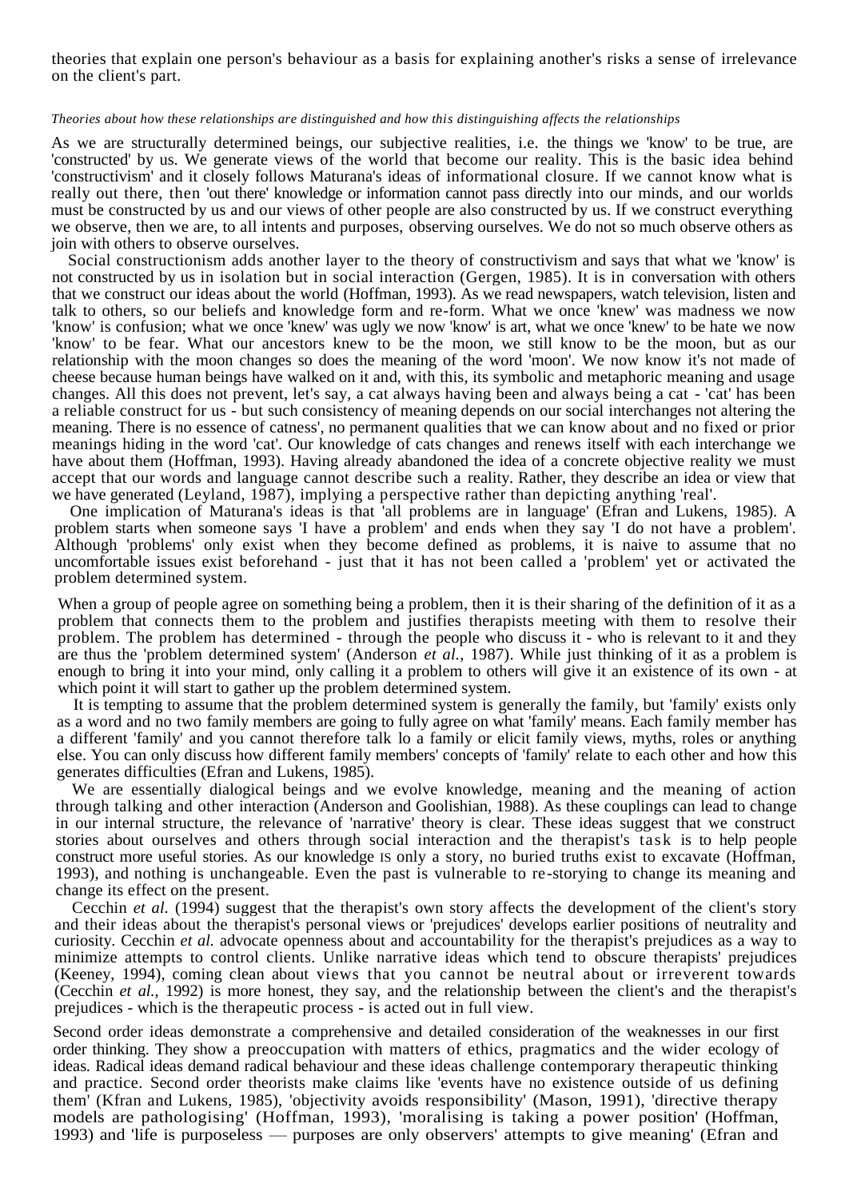theories that explain one person's behaviour as a basis for explaining another's risks a sense of irrelevance on the client's part.

*Theories about how these relationships are distinguished and how this distinguishing affects the relationships*

As we are structurally determined beings, our subjective realities, i.e. the things we 'know' to be true, are 'constructed' by us. We generate views of the world that become our reality. This is the basic idea behind 'constructivism' and it closely follows Maturana's ideas of informational closure. If we cannot know what is really out there, then 'out there' knowledge or information cannot pass directly into our minds, and our worlds must be constructed by us and our views of other people are also constructed by us. If we construct everything we observe, then we are, to all intents and purposes, observing ourselves. We do not so much observe others as join with others to observe ourselves.

Social constructionism adds another layer to the theory of constructivism and says that what we 'know' is not constructed by us in isolation but in social interaction (Gergen, 1985). It is in conversation with others that we construct our ideas about the world (Hoffman, 1993). As we read newspapers, watch television, listen and talk to others, so our beliefs and knowledge form and re-form. What we once 'knew' was madness we now 'know' is confusion; what we once 'knew' was ugly we now 'know' is art, what we once 'knew' to be hate we now 'know' to be fear. What our ancestors knew to be the moon, we still know to be the moon, but as our relationship with the moon changes so does the meaning of the word 'moon'. We now know it's not made of cheese because human beings have walked on it and, with this, its symbolic and metaphoric meaning and usage changes. All this does not prevent, let's say, a cat always having been and always being a cat - 'cat' has been a reliable construct for us - but such consistency of meaning depends on our social interchanges not altering the meaning. There is no essence of catness', no permanent qualities that we can know about and no fixed or prior meanings hiding in the word 'cat'. Our knowledge of cats changes and renews itself with each interchange we have about them (Hoffman, 1993). Having already abandoned the idea of a concrete objective reality we must accept that our words and language cannot describe such a reality. Rather, they describe an idea or view that we have generated (Leyland, 1987), implying a perspective rather than depicting anything 'real'.

One implication of Maturana's ideas is that 'all problems are in language' (Efran and Lukens, 1985). A problem starts when someone says 'I have a problem' and ends when they say 'I do not have a problem'. Although 'problems' only exist when they become defined as problems, it is naive to assume that no uncomfortable issues exist beforehand - just that it has not been called a 'problem' yet or activated the problem determined system.

When a group of people agree on something being a problem, then it is their sharing of the definition of it as a problem that connects them to the problem and justifies therapists meeting with them to resolve their problem. The problem has determined - through the people who discuss it - who is relevant to it and they are thus the 'problem determined system' (Anderson *et al.,* 1987). While just thinking of it as a problem is enough to bring it into your mind, only calling it a problem to others will give it an existence of its own - at which point it will start to gather up the problem determined system.

It is tempting to assume that the problem determined system is generally the family, but 'family' exists only as a word and no two family members are going to fully agree on what 'family' means. Each family member has a different 'family' and you cannot therefore talk lo a family or elicit family views, myths, roles or anything else. You can only discuss how different family members' concepts of 'family' relate to each other and how this generates difficulties (Efran and Lukens, 1985).

We are essentially dialogical beings and we evolve knowledge, meaning and the meaning of action through talking and other interaction (Anderson and Goolishian, 1988). As these couplings can lead to change in our internal structure, the relevance of 'narrative' theory is clear. These ideas suggest that we construct stories about ourselves and others through social interaction and the therapist's task is to help people construct more useful stories. As our knowledge IS only a story, no buried truths exist to excavate (Hoffman, 1993), and nothing is unchangeable. Even the past is vulnerable to re-storying to change its meaning and change its effect on the present.

Cecchin *et al.* (1994) suggest that the therapist's own story affects the development of the client's story and their ideas about the therapist's personal views or 'prejudices' develops earlier positions of neutrality and curiosity. Cecchin *et al.* advocate openness about and accountability for the therapist's prejudices as a way to minimize attempts to control clients. Unlike narrative ideas which tend to obscure therapists' prejudices (Keeney, 1994), coming clean about views that you cannot be neutral about or irreverent towards (Cecchin *et al.,* 1992) is more honest, they say, and the relationship between the client's and the therapist's prejudices - which is the therapeutic process - is acted out in full view.

Second order ideas demonstrate a comprehensive and detailed consideration of the weaknesses in our first order thinking. They show a preoccupation with matters of ethics, pragmatics and the wider ecology of ideas. Radical ideas demand radical behaviour and these ideas challenge contemporary therapeutic thinking and practice. Second order theorists make claims like 'events have no existence outside of us defining them' (Kfran and Lukens, 1985), 'objectivity avoids responsibility' (Mason, 1991), 'directive therapy models are pathologising' (Hoffman, 1993), 'moralising is taking a power position' (Hoffman, 1993) and 'life is purposeless — purposes are only observers' attempts to give meaning' (Efran and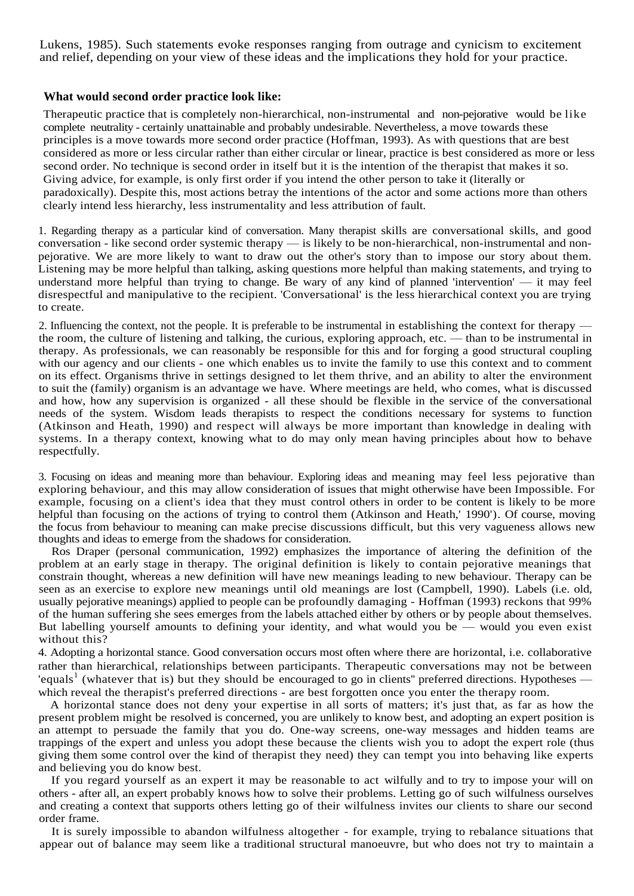Lukens, 1985). Such statements evoke responses ranging from outrage and cynicism to excitement and relief, depending on your view of these ideas and the implications they hold for your practice.

**What would second order practice look like:**

Therapeutic practice that is completely non-hierarchical, non-instrumental and non-pejorative would be like complete neutrality - certainly unattainable and probably undesirable. Nevertheless, a move towards these principles is a move towards more second order practice (Hoffman, 1993). As with questions that are best considered as more or less circular rather than either circular or linear, practice is best considered as more or less second order. No technique is second order in itself but it is the intention of the therapist that makes it so. Giving advice, for example, is only first order if you intend the other person to take it (literally or paradoxically). Despite this, most actions betray the intentions of the actor and some actions more than others clearly intend less hierarchy, less instrumentality and less attribution of fault.

1. Regarding therapy as a particular kind of conversation. Many therapist skills are conversational skills, and good conversation - like second order systemic therapy — is likely to be non-hierarchical, non-instrumental and non-pejorative. We are more likely to want to draw out the other's story than to impose our story about them. Listening may be more helpful than talking, asking questions more helpful than making statements, and trying to understand more helpful than trying to change. Be wary of any kind of planned 'intervention' — it may feel disrespectful and manipulative to the recipient. 'Conversational' is the less hierarchical context you are trying to create.

2. Influencing the context, not the people. It is preferable to be instrumental in establishing the context for therapy — the room, the culture of listening and talking, the curious, exploring approach, etc. — than to be instrumental in therapy. As professionals, we can reasonably be responsible for this and for forging a good structural coupling with our agency and our clients - one which enables us to invite the family to use this context and to comment on its effect. Organisms thrive in settings designed to let them thrive, and an ability to alter the environment to suit the (family) organism is an advantage we have. Where meetings are held, who comes, what is discussed and how, how any supervision is organized - all these should be flexible in the service of the conversational needs of the system. Wisdom leads therapists to respect the conditions necessary for systems to function (Atkinson and Heath, 1990) and respect will always be more important than knowledge in dealing with systems. In a therapy context, knowing what to do may only mean having principles about how to behave respectfully.

3. Focusing on ideas and meaning more than behaviour. Exploring ideas and meaning may feel less pejorative than exploring behaviour, and this may allow consideration of issues that might otherwise have been Impossible. For example, focusing on a client's idea that they must control others in order to be content is likely to be more helpful than focusing on the actions of trying to control them (Atkinson and Heath,' 1990'). Of course, moving the focus from behaviour to meaning can make precise discussions difficult, but this very vagueness allows new thoughts and ideas to emerge from the shadows for consideration.

Ros Draper (personal communication, 1992) emphasizes the importance of altering the definition of the problem at an early stage in therapy. The original definition is likely to contain pejorative meanings that constrain thought, whereas a new definition will have new meanings leading to new behaviour. Therapy can be seen as an exercise to explore new meanings until old meanings are lost (Campbell, 1990). Labels (i.e. old, usually pejorative meanings) applied to people can be profoundly damaging - Hoffman (1993) reckons that 99% of the human suffering she sees emerges from the labels attached either by others or by people about themselves. But labelling yourself amounts to defining your identity, and what would you be — would you even exist without this?

4. Adopting a horizontal stance. Good conversation occurs most often where there are horizontal, i.e. collaborative rather than hierarchical, relationships between participants. Therapeutic conversations may not be between 'equals[1] (whatever that is) but they should be encouraged to go in clients" preferred directions. Hypotheses — which reveal the therapist's preferred directions - are best forgotten once you enter the therapy room.

A horizontal stance does not deny your expertise in all sorts of matters; it's just that, as far as how the present problem might be resolved is concerned, you are unlikely to know best, and adopting an expert position is an attempt to persuade the family that you do. One-way screens, one-way messages and hidden teams are trappings of the expert and unless you adopt these because the clients wish you to adopt the expert role (thus giving them some control over the kind of therapist they need) they can tempt you into behaving like experts and believing you do know best.

If you regard yourself as an expert it may be reasonable to act wilfully and to try to impose your will on others - after all, an expert probably knows how to solve their problems. Letting go of such wilfulness ourselves and creating a context that supports others letting go of their wilfulness invites our clients to share our second order frame.

It is surely impossible to abandon wilfulness altogether - for example, trying to rebalance situations that appear out of balance may seem like a traditional structural manoeuvre, but who does not try to maintain a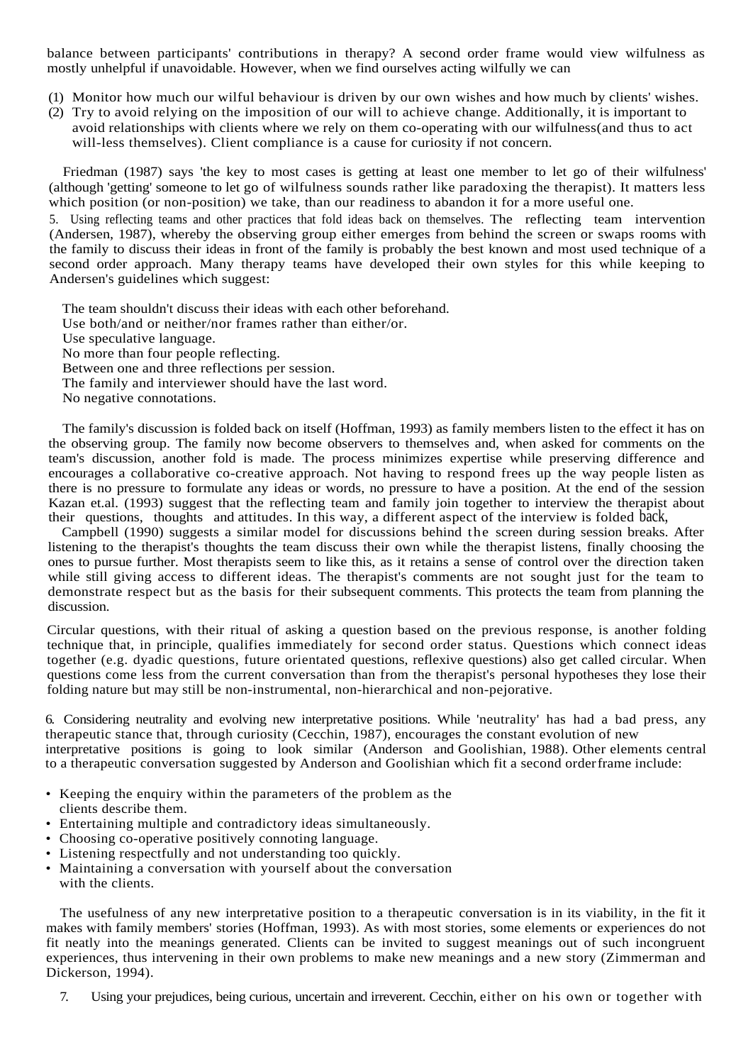balance between participants' contributions in therapy? A second order frame would view wilfulness as mostly unhelpful if unavoidable. However, when we find ourselves acting wilfully we can

(1) Monitor how much our wilful behaviour is driven by our own wishes and how much by clients' wishes.
(2) Try to avoid relying on the imposition of our will to achieve change. Additionally, it is important to avoid relationships with clients where we rely on them co-operating with our wilfulness(and thus to act will-less themselves). Client compliance is a cause for curiosity if not concern.

Friedman (1987) says 'the key to most cases is getting at least one member to let go of their wilfulness' (although 'getting' someone to let go of wilfulness sounds rather like paradoxing the therapist). It matters less which position (or non-position) we take, than our readiness to abandon it for a more useful one.

5. Using reflecting teams and other practices that fold ideas back on themselves. The reflecting team intervention (Andersen, 1987), whereby the observing group either emerges from behind the screen or swaps rooms with the family to discuss their ideas in front of the family is probably the best known and most used technique of a second order approach. Many therapy teams have developed their own styles for this while keeping to Andersen's guidelines which suggest:

The team shouldn't discuss their ideas with each other beforehand.
Use both/and or neither/nor frames rather than either/or.
Use speculative language.
No more than four people reflecting.
Between one and three reflections per session.
The family and interviewer should have the last word.
No negative connotations.

The family's discussion is folded back on itself (Hoffman, 1993) as family members listen to the effect it has on the observing group. The family now become observers to themselves and, when asked for comments on the team's discussion, another fold is made. The process minimizes expertise while preserving difference and encourages a collaborative co-creative approach. Not having to respond frees up the way people listen as there is no pressure to formulate any ideas or words, no pressure to have a position. At the end of the session Kazan et.al. (1993) suggest that the reflecting team and family join together to interview the therapist about their questions, thoughts and attitudes. In this way, a different aspect of the interview is folded back,

Campbell (1990) suggests a similar model for discussions behind the screen during session breaks. After listening to the therapist's thoughts the team discuss their own while the therapist listens, finally choosing the ones to pursue further. Most therapists seem to like this, as it retains a sense of control over the direction taken while still giving access to different ideas. The therapist's comments are not sought just for the team to demonstrate respect but as the basis for their subsequent comments. This protects the team from planning the discussion.

Circular questions, with their ritual of asking a question based on the previous response, is another folding technique that, in principle, qualifies immediately for second order status. Questions which connect ideas together (e.g. dyadic questions, future orientated questions, reflexive questions) also get called circular. When questions come less from the current conversation than from the therapist's personal hypotheses they lose their folding nature but may still be non-instrumental, non-hierarchical and non-pejorative.

6. Considering neutrality and evolving new interpretative positions. While 'neutrality' has had a bad press, any therapeutic stance that, through curiosity (Cecchin, 1987), encourages the constant evolution of new interpretative positions is going to look similar (Anderson and Goolishian, 1988). Other elements central to a therapeutic conversation suggested by Anderson and Goolishian which fit a second order frame include:

- Keeping the enquiry within the parameters of the problem as the clients describe them.
- Entertaining multiple and contradictory ideas simultaneously.
- Choosing co-operative positively connoting language.
- Listening respectfully and not understanding too quickly.
- Maintaining a conversation with yourself about the conversation with the clients.

The usefulness of any new interpretative position to a therapeutic conversation is in its viability, in the fit it makes with family members' stories (Hoffman, 1993). As with most stories, some elements or experiences do not fit neatly into the meanings generated. Clients can be invited to suggest meanings out of such incongruent experiences, thus intervening in their own problems to make new meanings and a new story (Zimmerman and Dickerson, 1994).

7. Using your prejudices, being curious, uncertain and irreverent. Cecchin, either on his own or together with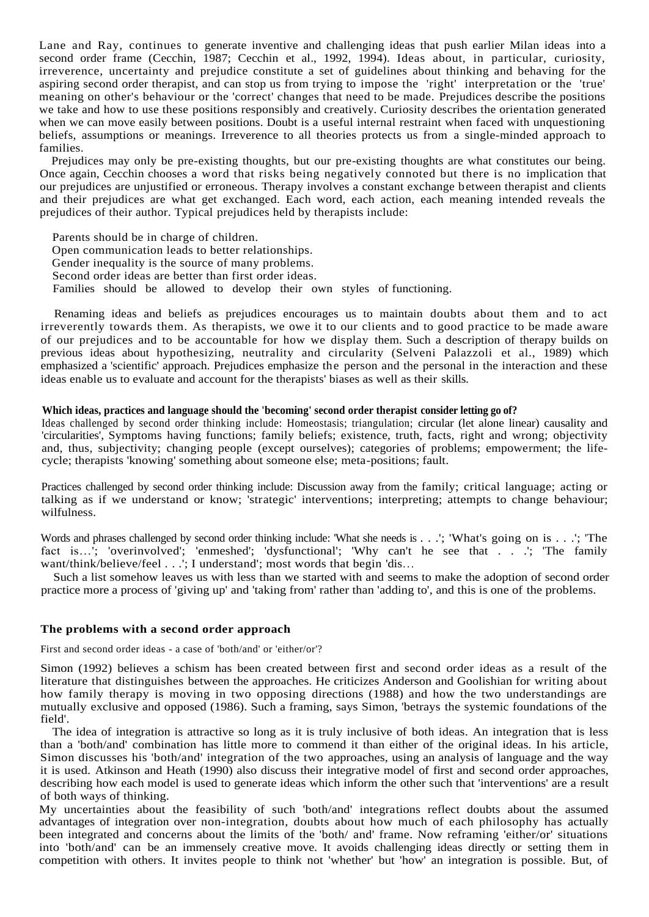Lane and Ray, continues to generate inventive and challenging ideas that push earlier Milan ideas into a second order frame (Cecchin, 1987; Cecchin et al., 1992, 1994). Ideas about, in particular, curiosity, irreverence, uncertainty and prejudice constitute a set of guidelines about thinking and behaving for the aspiring second order therapist, and can stop us from trying to impose the 'right' interpretation or the 'true' meaning on other's behaviour or the 'correct' changes that need to be made. Prejudices describe the positions we take and how to use these positions responsibly and creatively. Curiosity describes the orientation generated when we can move easily between positions. Doubt is a useful internal restraint when faced with unquestioning beliefs, assumptions or meanings. Irreverence to all theories protects us from a single-minded approach to families.

Prejudices may only be pre-existing thoughts, but our pre-existing thoughts are what constitutes our being. Once again, Cecchin chooses a word that risks being negatively connoted but there is no implication that our prejudices are unjustified or erroneous. Therapy involves a constant exchange between therapist and clients and their prejudices are what get exchanged. Each word, each action, each meaning intended reveals the prejudices of their author. Typical prejudices held by therapists include:

Parents should be in charge of children.
Open communication leads to better relationships.
Gender inequality is the source of many problems.
Second order ideas are better than first order ideas.
Families should be allowed to develop their own styles of functioning.

Renaming ideas and beliefs as prejudices encourages us to maintain doubts about them and to act irreverently towards them. As therapists, we owe it to our clients and to good practice to be made aware of our prejudices and to be accountable for how we display them. Such a description of therapy builds on previous ideas about hypothesizing, neutrality and circularity (Selveni Palazzoli et al., 1989) which emphasized a 'scientific' approach. Prejudices emphasize the person and the personal in the interaction and these ideas enable us to evaluate and account for the therapists' biases as well as their skills.

**Which ideas, practices and language should the 'becoming' second order therapist consider letting go of?**

Ideas challenged by second order thinking include: Homeostasis; triangulation; circular (let alone linear) causality and 'circularities', Symptoms having functions; family beliefs; existence, truth, facts, right and wrong; objectivity and, thus, subjectivity; changing people (except ourselves); categories of problems; empowerment; the life-cycle; therapists 'knowing' something about someone else; meta-positions; fault.

Practices challenged by second order thinking include: Discussion away from the family; critical language; acting or talking as if we understand or know; 'strategic' interventions; interpreting; attempts to change behaviour; wilfulness.

Words and phrases challenged by second order thinking include: 'What she needs is . . .'; 'What's going on is . . .'; 'The fact is…'; 'overinvolved'; 'enmeshed'; 'dysfunctional'; 'Why can't he see that . . .'; 'The family want/think/believe/feel . . .'; I understand'; most words that begin 'dis…

Such a list somehow leaves us with less than we started with and seems to make the adoption of second order practice more a process of 'giving up' and 'taking from' rather than 'adding to', and this is one of the problems.

## The problems with a second order approach

First and second order ideas - a case of 'both/and' or 'either/or'?

Simon (1992) believes a schism has been created between first and second order ideas as a result of the literature that distinguishes between the approaches. He criticizes Anderson and Goolishian for writing about how family therapy is moving in two opposing directions (1988) and how the two understandings are mutually exclusive and opposed (1986). Such a framing, says Simon, 'betrays the systemic foundations of the field'.

The idea of integration is attractive so long as it is truly inclusive of both ideas. An integration that is less than a 'both/and' combination has little more to commend it than either of the original ideas. In his article, Simon discusses his 'both/and' integration of the two approaches, using an analysis of language and the way it is used. Atkinson and Heath (1990) also discuss their integrative model of first and second order approaches, describing how each model is used to generate ideas which inform the other such that 'interventions' are a result of both ways of thinking.

My uncertainties about the feasibility of such 'both/and' integrations reflect doubts about the assumed advantages of integration over non-integration, doubts about how much of each philosophy has actually been integrated and concerns about the limits of the 'both/ and' frame. Now reframing 'either/or' situations into 'both/and' can be an immensely creative move. It avoids challenging ideas directly or setting them in competition with others. It invites people to think not 'whether' but 'how' an integration is possible. But, of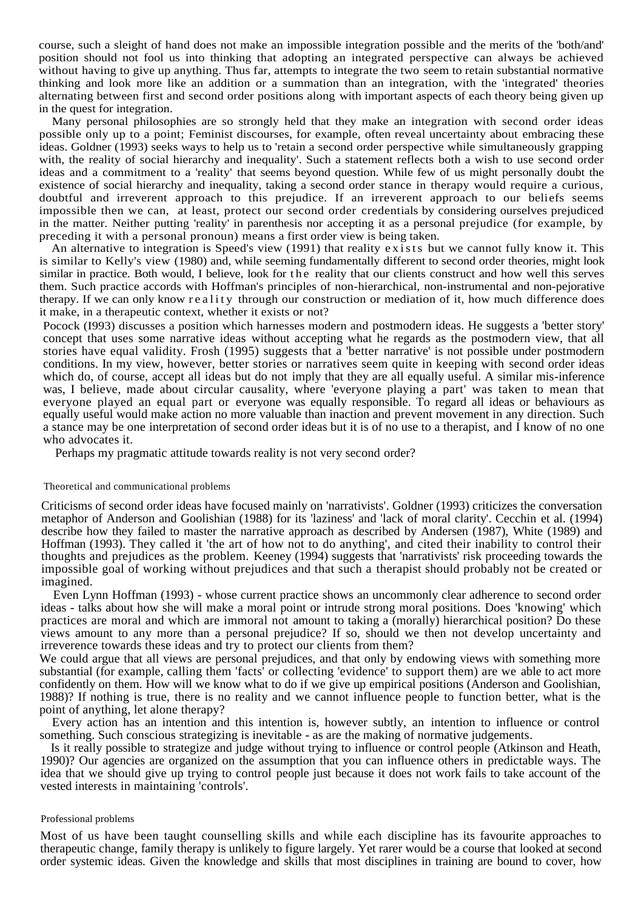course, such a sleight of hand does not make an impossible integration possible and the merits of the 'both/and' position should not fool us into thinking that adopting an integrated perspective can always be achieved without having to give up anything. Thus far, attempts to integrate the two seem to retain substantial normative thinking and look more like an addition or a summation than an integration, with the 'integrated' theories alternating between first and second order positions along with important aspects of each theory being given up in the quest for integration.

Many personal philosophies are so strongly held that they make an integration with second order ideas possible only up to a point; Feminist discourses, for example, often reveal uncertainty about embracing these ideas. Goldner (1993) seeks ways to help us to 'retain a second order perspective while simultaneously grapping with, the reality of social hierarchy and inequality'. Such a statement reflects both a wish to use second order ideas and a commitment to a 'reality' that seems beyond question. While few of us might personally doubt the existence of social hierarchy and inequality, taking a second order stance in therapy would require a curious, doubtful and irreverent approach to this prejudice. If an irreverent approach to our beliefs seems impossible then we can, at least, protect our second order credentials by considering ourselves prejudiced in the matter. Neither putting 'reality' in parenthesis nor accepting it as a personal prejudice (for example, by preceding it with a personal pronoun) means a first order view is being taken.

An alternative to integration is Speed's view (1991) that reality exists but we cannot fully know it. This is similar to Kelly's view (1980) and, while seeming fundamentally different to second order theories, might look similar in practice. Both would, I believe, look for the reality that our clients construct and how well this serves them. Such practice accords with Hoffman's principles of non-hierarchical, non-instrumental and non-pejorative therapy. If we can only know reality through our construction or mediation of it, how much difference does it make, in a therapeutic context, whether it exists or not?

Pocock (I993) discusses a position which harnesses modern and postmodern ideas. He suggests a 'better story' concept that uses some narrative ideas without accepting what he regards as the postmodern view, that all stories have equal validity. Frosh (1995) suggests that a 'better narrative' is not possible under postmodern conditions. In my view, however, better stories or narratives seem quite in keeping with second order ideas which do, of course, accept all ideas but do not imply that they are all equally useful. A similar mis-inference was, I believe, made about circular causality, where 'everyone playing a part' was taken to mean that everyone played an equal part or everyone was equally responsible. To regard all ideas or behaviours as equally useful would make action no more valuable than inaction and prevent movement in any direction. Such a stance may be one interpretation of second order ideas but it is of no use to a therapist, and I know of no one who advocates it.

Perhaps my pragmatic attitude towards reality is not very second order?

### Theoretical and communicational problems

Criticisms of second order ideas have focused mainly on 'narrativists'. Goldner (1993) criticizes the conversation metaphor of Anderson and Goolishian (1988) for its 'laziness' and 'lack of moral clarity'. Cecchin et al. (1994) describe how they failed to master the narrative approach as described by Andersen (1987), White (1989) and Hoffman (1993). They called it 'the art of how not to do anything', and cited their inability to control their thoughts and prejudices as the problem. Keeney (1994) suggests that 'narrativists' risk proceeding towards the impossible goal of working without prejudices and that such a therapist should probably not be created or imagined.

Even Lynn Hoffman (1993) - whose current practice shows an uncommonly clear adherence to second order ideas - talks about how she will make a moral point or intrude strong moral positions. Does 'knowing' which practices are moral and which are immoral not amount to taking a (morally) hierarchical position? Do these views amount to any more than a personal prejudice? If so, should we then not develop uncertainty and irreverence towards these ideas and try to protect our clients from them?

We could argue that all views are personal prejudices, and that only by endowing views with something more substantial (for example, calling them 'facts' or collecting 'evidence' to support them) are we able to act more confidently on them. How will we know what to do if we give up empirical positions (Anderson and Goolishian, 1988)? If nothing is true, there is no reality and we cannot influence people to function better, what is the point of anything, let alone therapy?

Every action has an intention and this intention is, however subtly, an intention to influence or control something. Such conscious strategizing is inevitable - as are the making of normative judgements.

Is it really possible to strategize and judge without trying to influence or control people (Atkinson and Heath, 1990)? Our agencies are organized on the assumption that you can influence others in predictable ways. The idea that we should give up trying to control people just because it does not work fails to take account of the vested interests in maintaining 'controls'.

### Professional problems

Most of us have been taught counselling skills and while each discipline has its favourite approaches to therapeutic change, family therapy is unlikely to figure largely. Yet rarer would be a course that looked at second order systemic ideas. Given the knowledge and skills that most disciplines in training are bound to cover, how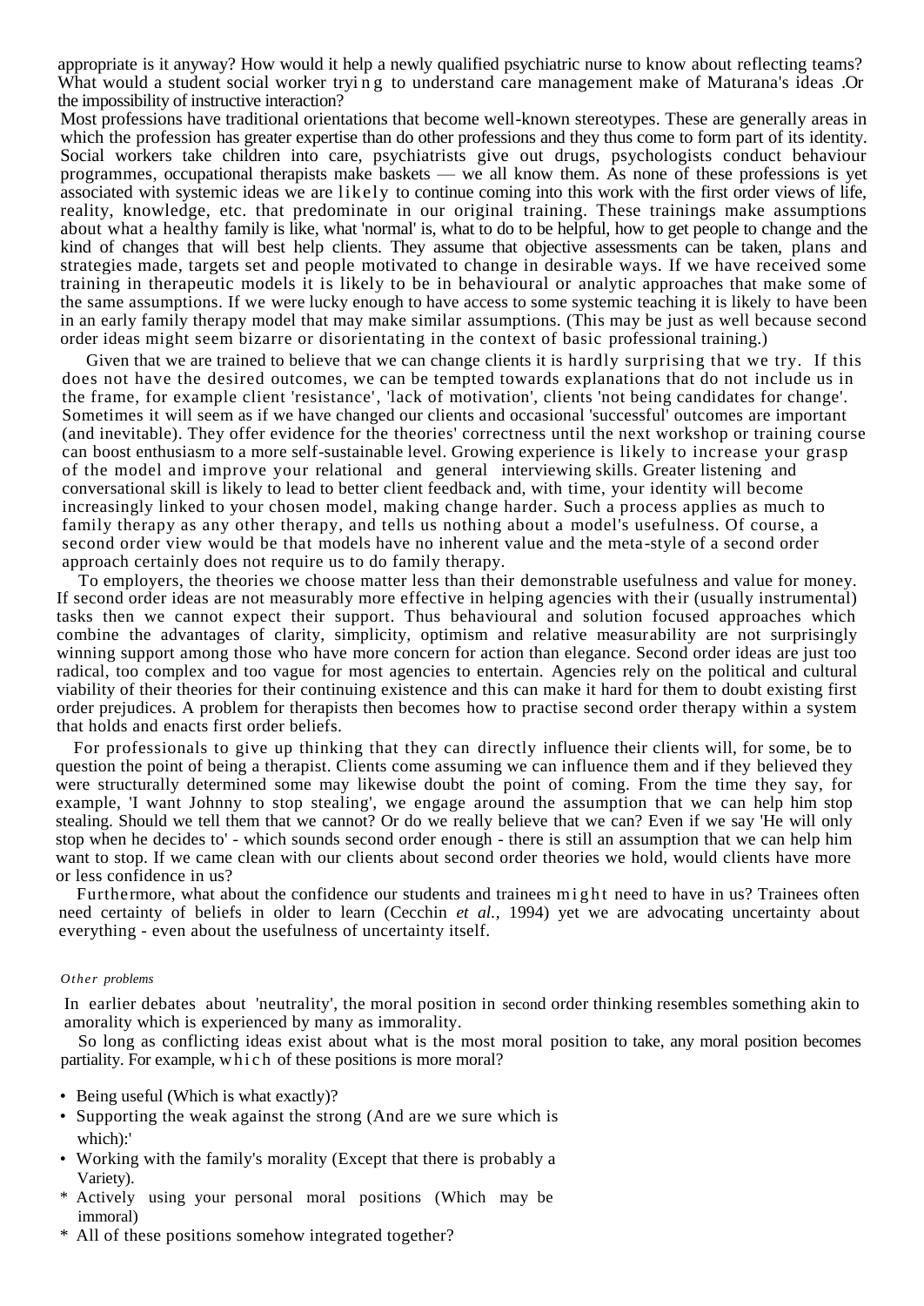appropriate is it anyway? How would it help a newly qualified psychiatric nurse to know about reflecting teams? What would a student social worker trying to understand care management make of Maturana's ideas .Or the impossibility of instructive interaction?

Most professions have traditional orientations that become well-known stereotypes. These are generally areas in which the profession has greater expertise than do other professions and they thus come to form part of its identity. Social workers take children into care, psychiatrists give out drugs, psychologists conduct behaviour programmes, occupational therapists make baskets — we all know them. As none of these professions is yet associated with systemic ideas we are likely to continue coming into this work with the first order views of life, reality, knowledge, etc. that predominate in our original training. These trainings make assumptions about what a healthy family is like, what 'normal' is, what to do to be helpful, how to get people to change and the kind of changes that will best help clients. They assume that objective assessments can be taken, plans and strategies made, targets set and people motivated to change in desirable ways. If we have received some training in therapeutic models it is likely to be in behavioural or analytic approaches that make some of the same assumptions. If we were lucky enough to have access to some systemic teaching it is likely to have been in an early family therapy model that may make similar assumptions. (This may be just as well because second order ideas might seem bizarre or disorientating in the context of basic professional training.)

Given that we are trained to believe that we can change clients it is hardly surprising that we try. If this does not have the desired outcomes, we can be tempted towards explanations that do not include us in the frame, for example client 'resistance', 'lack of motivation', clients 'not being candidates for change'. Sometimes it will seem as if we have changed our clients and occasional 'successful' outcomes are important (and inevitable). They offer evidence for the theories' correctness until the next workshop or training course can boost enthusiasm to a more self-sustainable level. Growing experience is likely to increase your grasp of the model and improve your relational and general interviewing skills. Greater listening and conversational skill is likely to lead to better client feedback and, with time, your identity will become increasingly linked to your chosen model, making change harder. Such a process applies as much to family therapy as any other therapy, and tells us nothing about a model's usefulness. Of course, a second order view would be that models have no inherent value and the meta-style of a second order approach certainly does not require us to do family therapy.

To employers, the theories we choose matter less than their demonstrable usefulness and value for money. If second order ideas are not measurably more effective in helping agencies with their (usually instrumental) tasks then we cannot expect their support. Thus behavioural and solution focused approaches which combine the advantages of clarity, simplicity, optimism and relative measurability are not surprisingly winning support among those who have more concern for action than elegance. Second order ideas are just too radical, too complex and too vague for most agencies to entertain. Agencies rely on the political and cultural viability of their theories for their continuing existence and this can make it hard for them to doubt existing first order prejudices. A problem for therapists then becomes how to practise second order therapy within a system that holds and enacts first order beliefs.

For professionals to give up thinking that they can directly influence their clients will, for some, be to question the point of being a therapist. Clients come assuming we can influence them and if they believed they were structurally determined some may likewise doubt the point of coming. From the time they say, for example, 'I want Johnny to stop stealing', we engage around the assumption that we can help him stop stealing. Should we tell them that we cannot? Or do we really believe that we can? Even if we say 'He will only stop when he decides to' - which sounds second order enough - there is still an assumption that we can help him want to stop. If we came clean with our clients about second order theories we hold, would clients have more or less confidence in us?

Furthermore, what about the confidence our students and trainees might need to have in us? Trainees often need certainty of beliefs in older to learn (Cecchin *et al.*, 1994) yet we are advocating uncertainty about everything - even about the usefulness of uncertainty itself.

*Other problems*

In earlier debates about 'neutrality', the moral position in second order thinking resembles something akin to amorality which is experienced by many as immorality.

So long as conflicting ideas exist about what is the most moral position to take, any moral position becomes partiality. For example, which of these positions is more moral?

- Being useful (Which is what exactly)?
- Supporting the weak against the strong (And are we sure which is which):'
- Working with the family's morality (Except that there is probably a Variety).
- Actively using your personal moral positions (Which may be immoral)
- All of these positions somehow integrated together?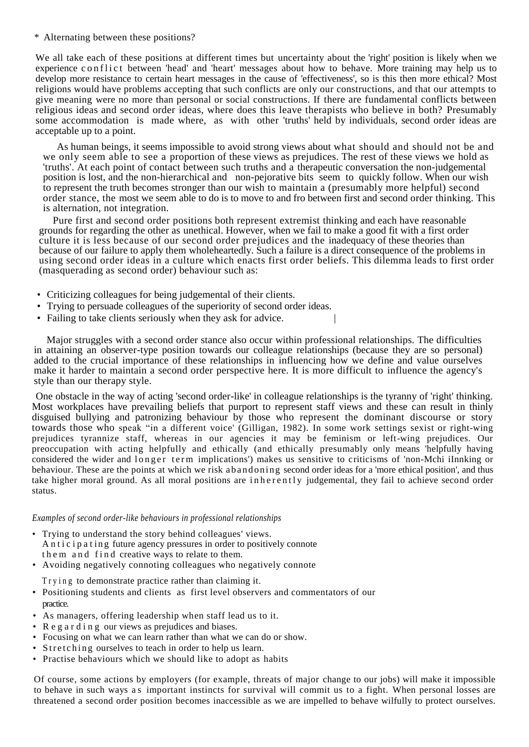* Alternating between these positions?

We all take each of these positions at different times but uncertainty about the 'right' position is likely when we experience conflict between 'head' and 'heart' messages about how to behave. More training may help us to develop more resistance to certain heart messages in the cause of 'effectiveness', so is this then more ethical? Most religions would have problems accepting that such conflicts are only our constructions, and that our attempts to give meaning were no more than personal or social constructions. If there are fundamental conflicts between religious ideas and second order ideas, where does this leave therapists who believe in both? Presumably some accommodation is made where, as with other 'truths' held by individuals, second order ideas are acceptable up to a point.

As human beings, it seems impossible to avoid strong views about what should and should not be and we only seem able to see a proportion of these views as prejudices. The rest of these views we hold as 'truths'. At each point of contact between such truths and a therapeutic conversation the non-judgemental position is lost, and the non-hierarchical and non-pejorative bits seem to quickly follow. When our wish to represent the truth becomes stronger than our wish to maintain a (presumably more helpful) second order stance, the most we seem able to do is to move to and fro between first and second order thinking. This is alternation, not integration.

Pure first and second order positions both represent extremist thinking and each have reasonable grounds for regarding the other as unethical. However, when we fail to make a good fit with a first order culture it is less because of our second order prejudices and the inadequacy of these theories than because of our failure to apply them wholeheartedly. Such a failure is a direct consequence of the problems in using second order ideas in a culture which enacts first order beliefs. This dilemma leads to first order (masquerading as second order) behaviour such as:

- Criticizing colleagues for being judgemental of their clients.
- Trying to persuade colleagues of the superiority of second order ideas.
- Failing to take clients seriously when they ask for advice.

Major struggles with a second order stance also occur within professional relationships. The difficulties in attaining an observer-type position towards our colleague relationships (because they are so personal) added to the crucial importance of these relationships in influencing how we define and value ourselves make it harder to maintain a second order perspective here. It is more difficult to influence the agency's style than our therapy style.

One obstacle in the way of acting 'second order-like' in colleague relationships is the tyranny of 'right' thinking. Most workplaces have prevailing beliefs that purport to represent staff views and these can result in thinly disguised bullying and patronizing behaviour by those who represent the dominant discourse or story towards those who speak "in a different voice' (Gilligan, 1982). In some work settings sexist or right-wing prejudices tyrannize staff, whereas in our agencies it may be feminism or left-wing prejudices. Our preoccupation with acting helpfully and ethically (and ethically presumably only means 'helpfully having considered the wider and longer term implications') makes us sensitive to criticisms of 'non-Mchi iInnking or behaviour. These are the points at which we risk abandoning second order ideas for a 'more ethical position', and thus take higher moral ground. As all moral positions are inherently judgemental, they fail to achieve second order status.

*Examples of second order-like behaviours in professional relationships*

- Trying to understand the story behind colleagues' views.
  Anticipating future agency pressures in order to positively connote them and find creative ways to relate to them.
- Avoiding negatively connoting colleagues who negatively connote
  Trying to demonstrate practice rather than claiming it.
- Positioning students and clients as first level observers and commentators of our practice.
- As managers, offering leadership when staff lead us to it.
- Regarding our views as prejudices and biases.
- Focusing on what we can learn rather than what we can do or show.
- Stretching ourselves to teach in order to help us learn.
- Practise behaviours which we should like to adopt as habits

Of course, some actions by employers (for example, threats of major change to our jobs) will make it impossible to behave in such ways as important instincts for survival will commit us to a fight. When personal losses are threatened a second order position becomes inaccessible as we are impelled to behave wilfully to protect ourselves.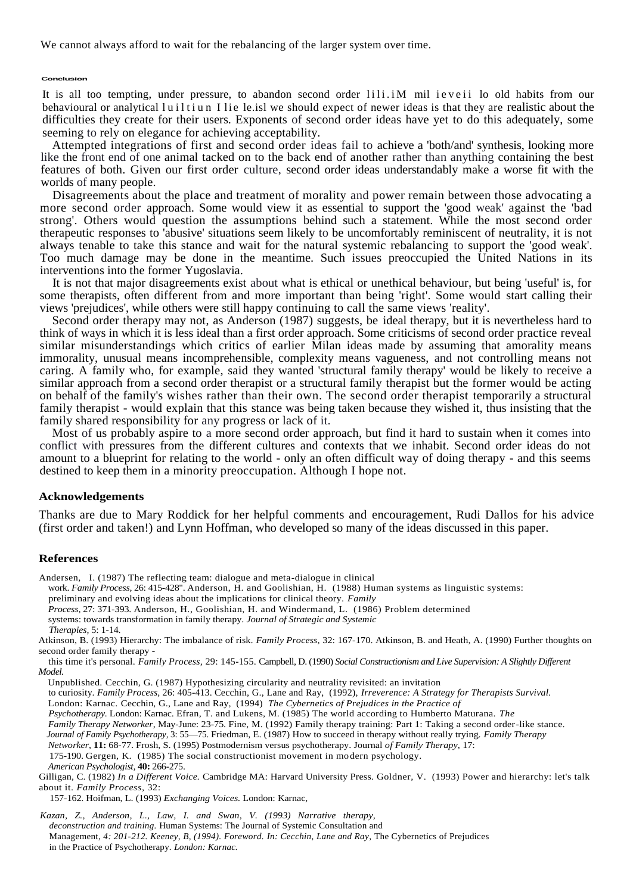We cannot always afford to wait for the rebalancing of the larger system over time.

## Conclusion

It is all too tempting, under pressure, to abandon second order lili.iM mil ieveii lo old habits from our behavioural or analytical luiltiun Ilie le.isl we should expect of newer ideas is that they are realistic about the difficulties they create for their users. Exponents of second order ideas have yet to do this adequately, some seeming to rely on elegance for achieving acceptability.

Attempted integrations of first and second order ideas fail to achieve a 'both/and' synthesis, looking more like the front end of one animal tacked on to the back end of another rather than anything containing the best features of both. Given our first order culture, second order ideas understandably make a worse fit with the worlds of many people.

Disagreements about the place and treatment of morality and power remain between those advocating a more second order approach. Some would view it as essential to support the 'good weak' against the 'bad strong'. Others would question the assumptions behind such a statement. While the most second order therapeutic responses to 'abusive' situations seem likely to be uncomfortably reminiscent of neutrality, it is not always tenable to take this stance and wait for the natural systemic rebalancing to support the 'good weak'. Too much damage may be done in the meantime. Such issues preoccupied the United Nations in its interventions into the former Yugoslavia.

It is not that major disagreements exist about what is ethical or unethical behaviour, but being 'useful' is, for some therapists, often different from and more important than being 'right'. Some would start calling their views 'prejudices', while others were still happy continuing to call the same views 'reality'.

Second order therapy may not, as Anderson (1987) suggests, be ideal therapy, but it is nevertheless hard to think of ways in which it is less ideal than a first order approach. Some criticisms of second order practice reveal similar misunderstandings which critics of earlier Milan ideas made by assuming that amorality means immorality, unusual means incomprehensible, complexity means vagueness, and not controlling means not caring. A family who, for example, said they wanted 'structural family therapy' would be likely to receive a similar approach from a second order therapist or a structural family therapist but the former would be acting on behalf of the family's wishes rather than their own. The second order therapist temporarily a structural family therapist - would explain that this stance was being taken because they wished it, thus insisting that the family shared responsibility for any progress or lack of it.

Most of us probably aspire to a more second order approach, but find it hard to sustain when it comes into conflict with pressures from the different cultures and contexts that we inhabit. Second order ideas do not amount to a blueprint for relating to the world - only an often difficult way of doing therapy - and this seems destined to keep them in a minority preoccupation. Although I hope not.

### Acknowledgements

Thanks are due to Mary Roddick for her helpful comments and encouragement, Rudi Dallos for his advice (first order and taken!) and Lynn Hoffman, who developed so many of the ideas discussed in this paper.

### References

Andersen, I. (1987) The reflecting team: dialogue and meta-dialogue in clinical work. *Family Process,* 26: 415-428''. Anderson, H. and Goolishian, H. (1988) Human systems as linguistic systems: preliminary and evolving ideas about the implications for clinical theory. *Family Process,* 27: 371-393. Anderson, H., Goolishian, H. and Windermand, L. (1986) Problem determined systems: towards transformation in family therapy. *Journal of Strategic and Systemic Therapies,* 5: 1-14.

Atkinson, B. (1993) Hierarchy: The imbalance of risk. *Family Process,* 32: 167-170. Atkinson, B. and Heath, A. (1990) Further thoughts on second order family therapy - this time it's personal. *Family Process,* 29: 145-155. Campbell, D. (1990) *Social Constructionism and Live Supervision: A Slightly Different Model.* Unpublished. Cecchin, G. (1987) Hypothesizing circularity and neutrality revisited: an invitation to curiosity. *Family Process,* 26: 405-413. Cecchin, G., Lane and Ray, (1992), *Irreverence: A Strategy for Therapists Survival.* London: Karnac. Cecchin, G., Lane and Ray, (1994) *The Cybernetics of Prejudices in the Practice of Psychotherapy.* London: Karnac. Efran, T. and Lukens, M. (1985) The world according to Humberto Maturana. *The Family Therapy Networker,* May-June: 23-75. Fine, M. (1992) Family therapy training: Part 1: Taking a second order-like stance. *Journal of Family Psychotherapy,* 3: 55—75. Friedman, E. (1987) How to succeed in therapy without really trying. *Family Therapy Networker,* **11:** 68-77. Frosh, S. (1995) Postmodernism versus psychotherapy. Journal *of Family Therapy,* 17: 175-190. Gergen, K. (1985) The social constructionist movement in modern psychology. *American Psychologist,* **40:** 266-275.

Gilligan, C. (1982) *In a Different Voice.* Cambridge MA: Harvard University Press. Goldner, V. (1993) Power and hierarchy: let's talk about it. *Family Process,* 32: 157-162. Hoifman, L. (1993) *Exchanging Voices.* London: Karnac,

*Kazan, Z., Anderson, L., Law, I. and Swan, V. (1993) Narrative therapy, deconstruction and training.* Human Systems: The Journal of Systemic Consultation and Management, *4: 201-212. Keeney, B, (1994). Foreword. In: Cecchin, Lane and Ray,* The Cybernetics of Prejudices in the Practice of Psychotherapy. *London: Karnac.*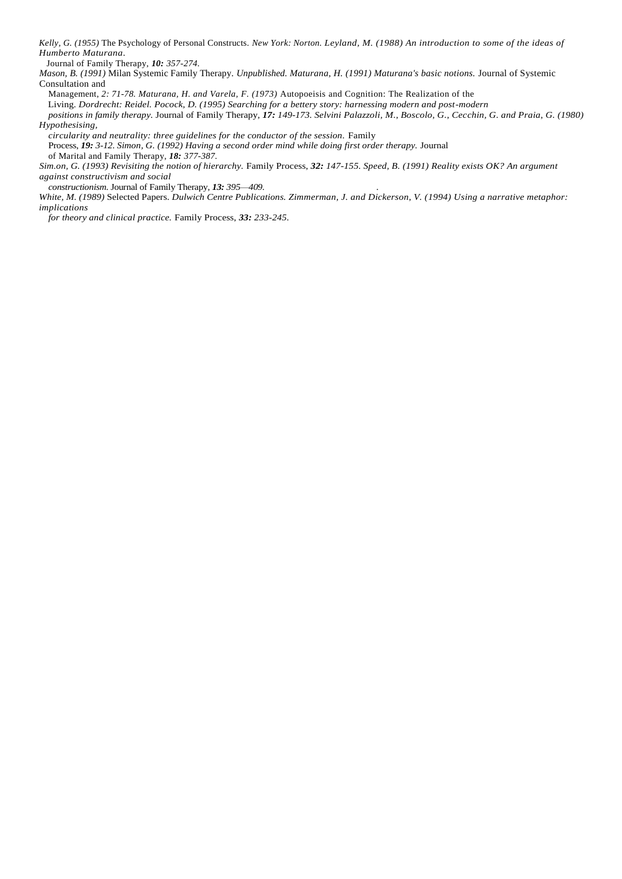*Kelly, G. (1955)* The Psychology of Personal Constructs. *New York: Norton.*

*Leyland, M. (1988) An introduction to some of the ideas of Humberto Maturana.* Journal of Family Therapy, ***10:*** *357-274.*

*Mason, B. (1991)* Milan Systemic Family Therapy. *Unpublished.*

*Maturana, H. (1991) Maturana's basic notions.* Journal of Systemic Consultation and Management, *2: 71-78.*

*Maturana, H. and Varela, F. (1973)* Autopoeisis and Cognition: The Realization of the Living. *Dordrecht: Reidel.*

*Pocock, D. (1995) Searching for a bettery story: harnessing modern and post-modern positions in family therapy.* Journal of Family Therapy, ***17:*** *149-173.*

*Selvini Palazzoli, M., Boscolo, G., Cecchin, G. and Praia, G. (1980) Hypothesising, circularity and neutrality: three guidelines for the conductor of the session.* Family Process, ***19:*** *3-12.*

*Simon, G. (1992) Having a second order mind while doing first order therapy.* Journal of Marital and Family Therapy, ***18:*** *377-387.*

*Sim.on, G. (1993) Revisiting the notion of hierarchy.* Family Process, ***32:*** *147-155.*

*Speed, B. (1991) Reality exists OK? An argument against constructivism and social constructionism.* Journal of Family Therapy, ***13:*** *395—409.*

*White, M. (1989)* Selected Papers. *Dulwich Centre Publications.*

*Zimmerman, J. and Dickerson, V. (1994) Using a narrative metaphor: implications for theory and clinical practice.* Family Process, ***33:*** *233-245.*